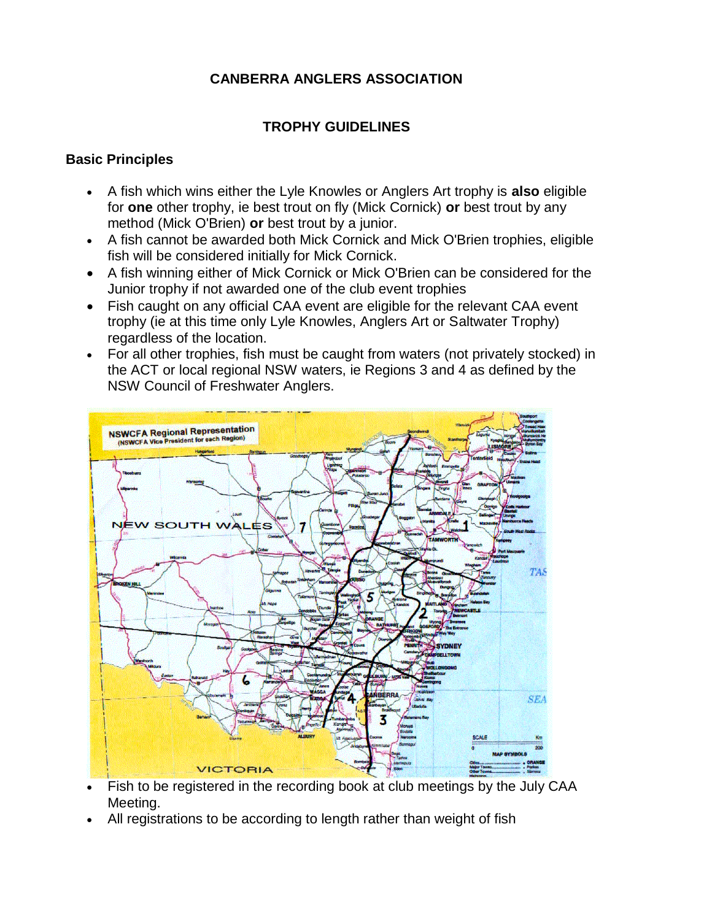# CANBERRA ANGLERS ASSOCIATION

## TROPHY GUIDELINES

### Basic Principles

- A fish which wins either the Lyle Knowles or Anglers Art trophy is **also** eligible for **one** other trophy, ie best trout on fly (Mick Cornick) **or** best trout by any method (Mick O'Brien) **or** best trout by a junior.
- A fish cannot be awarded both Mick Cornick and Mick O'Brien trophies, eligible fish will be considered initially for Mick Cornick.
- A fish winning either of Mick Cornick or Mick O'Brien can be considered for the Junior trophy if not awarded one of the club event trophies
- Fish caught on any official CAA event are eligible for the relevant CAA event trophy (ie at this time only Lyle Knowles, Anglers Art or Saltwater Trophy) regardless of the location.
- For all other trophies, fish must be caught from waters (not privately stocked) in the ACT or local regional NSW waters, ie Regions 3 and 4 as defined by the NSW Council of Freshwater Anglers.

- Fish to be registered in the recording book at club meetings by the July CAA Meeting.
- All registrations to be according to length rather than weight of fish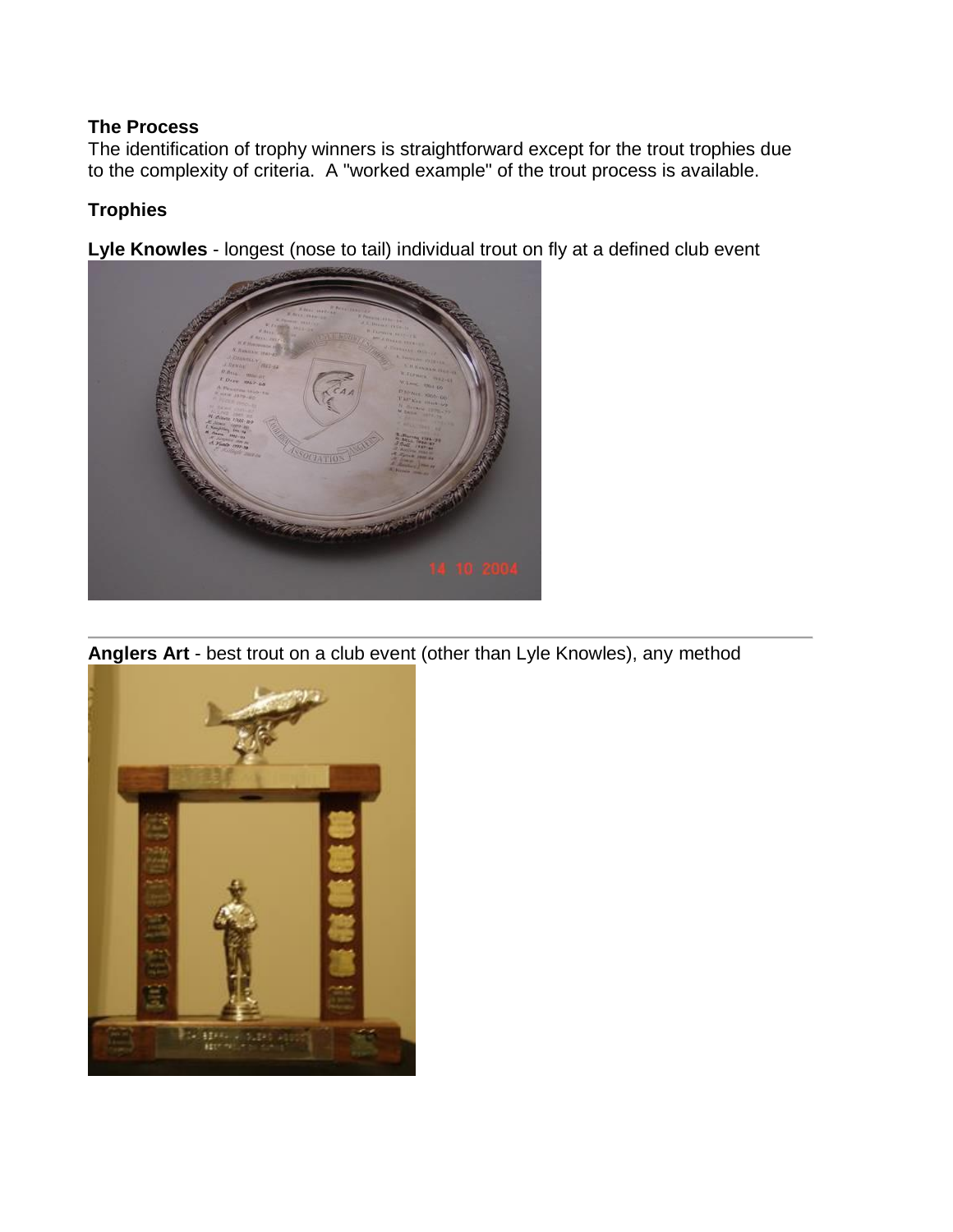## The Process

The identification of trophy winners is straightforward except for the trout trophies due to the complexity of criteria. A "worked example" of the trout process is available.

## Trophies

**Lyle Knowles** - longest (nose to tail) individual trout on fly at a defined club event

---

**Anglers Art** - best trout on a club event (other than Lyle Knowles), any method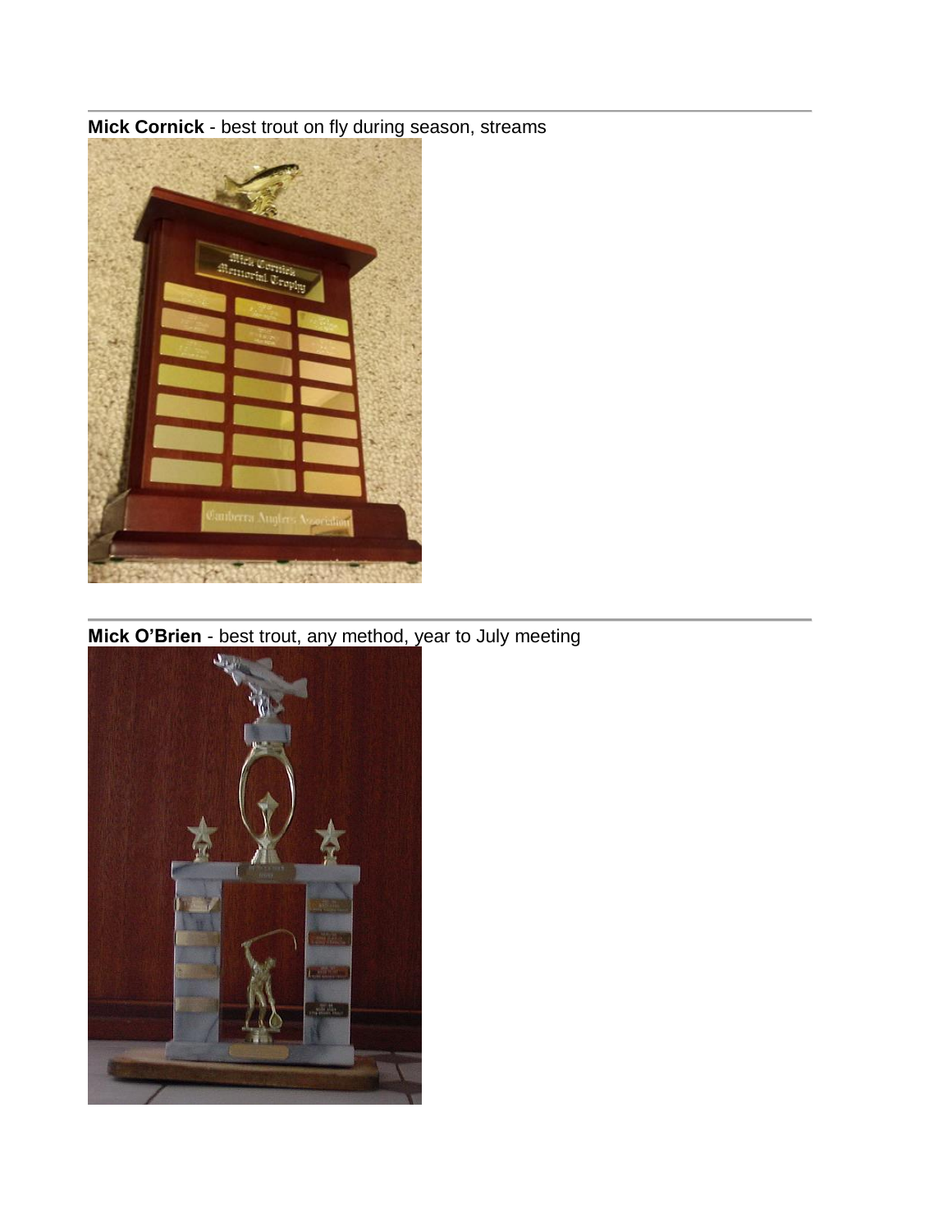**Mick Cornick** - best trout on fly during season, streams

---

**Mick O'Brien** - best trout, any method, year to July meeting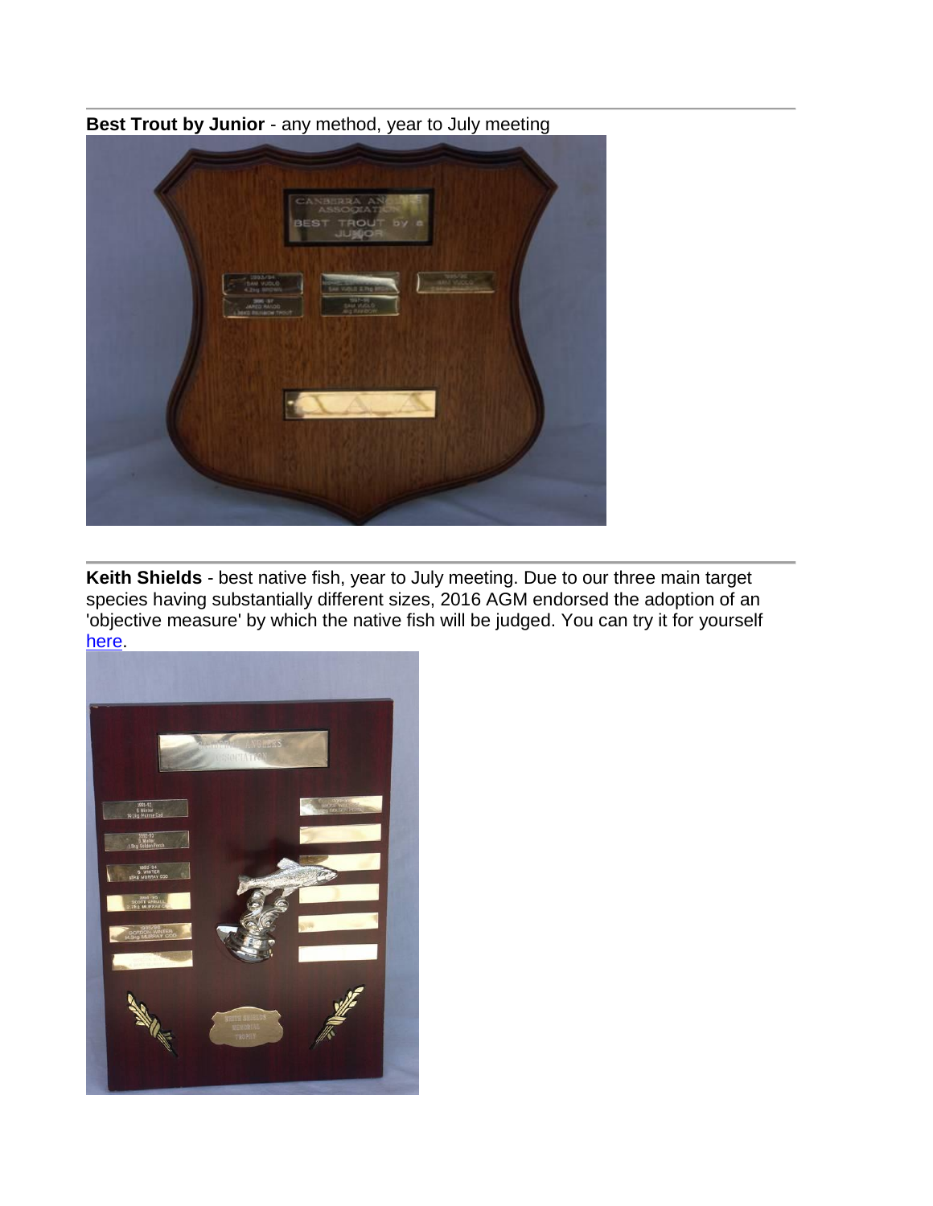---

**Best Trout by Junior** - any method, year to July meeting

---

**Keith Shields** - best native fish, year to July meeting. Due to our three main target species having substantially different sizes, 2016 AGM endorsed the adoption of an 'objective measure' by which the native fish will be judged. You can try it for yourself here.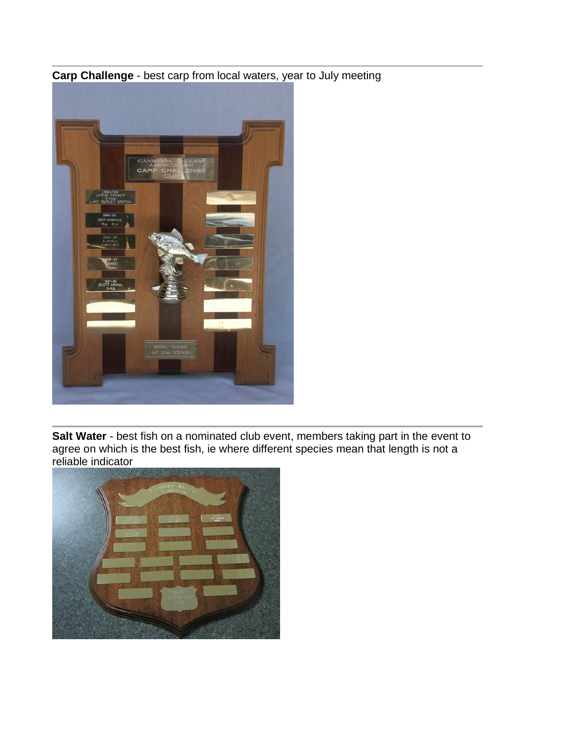---

**Carp Challenge** - best carp from local waters, year to July meeting

---

**Salt Water** - best fish on a nominated club event, members taking part in the event to agree on which is the best fish, ie where different species mean that length is not a reliable indicator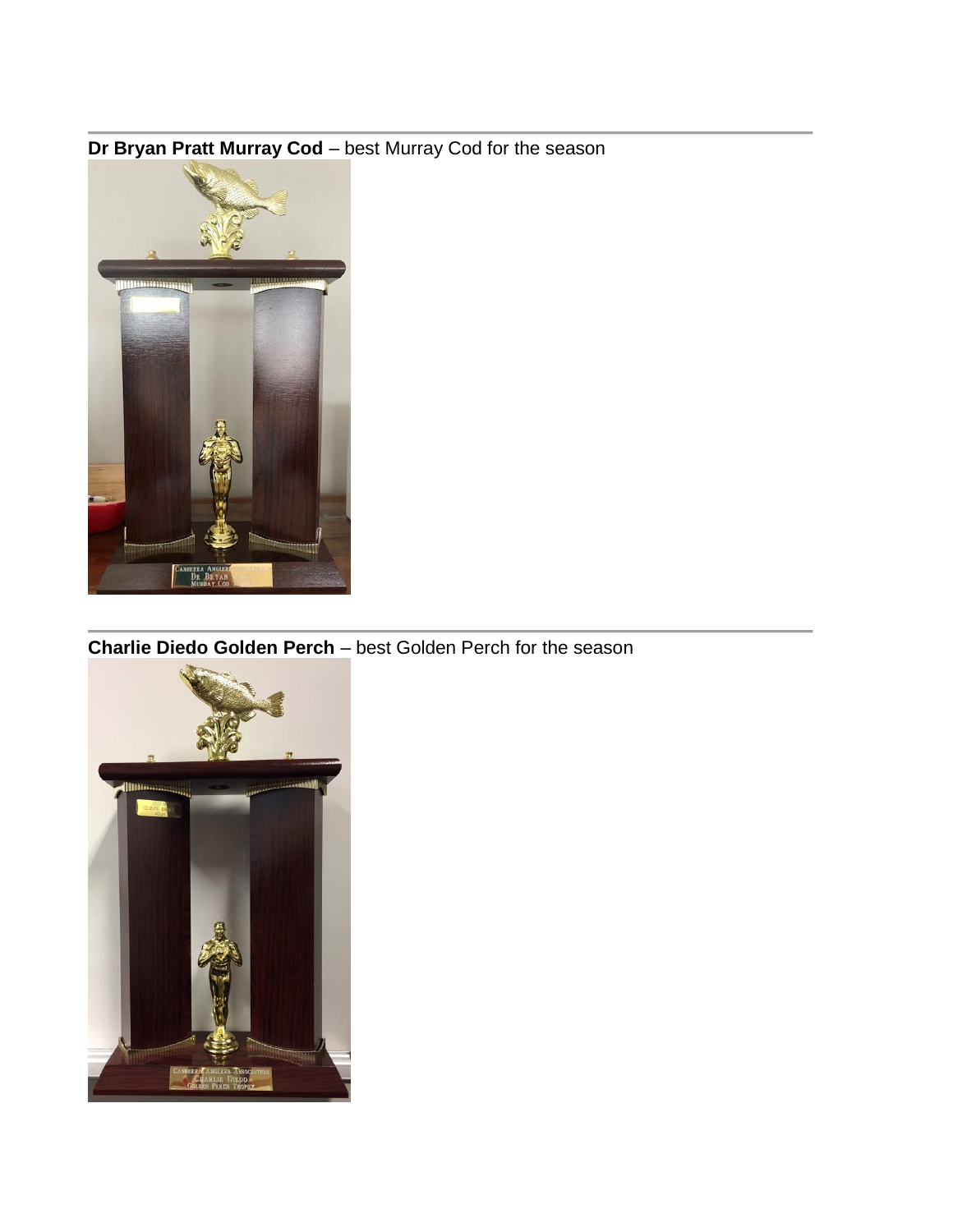---

**Dr Bryan Pratt Murray Cod** – best Murray Cod for the season

---

**Charlie Diedo Golden Perch** – best Golden Perch for the season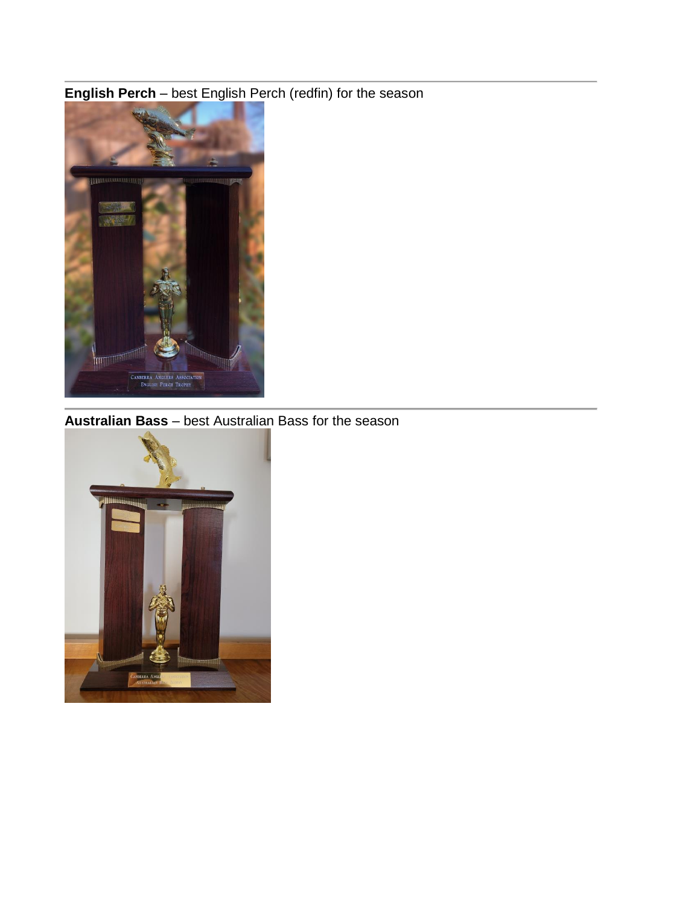---

**English Perch** – best English Perch (redfin) for the season

---

**Australian Bass** – best Australian Bass for the season